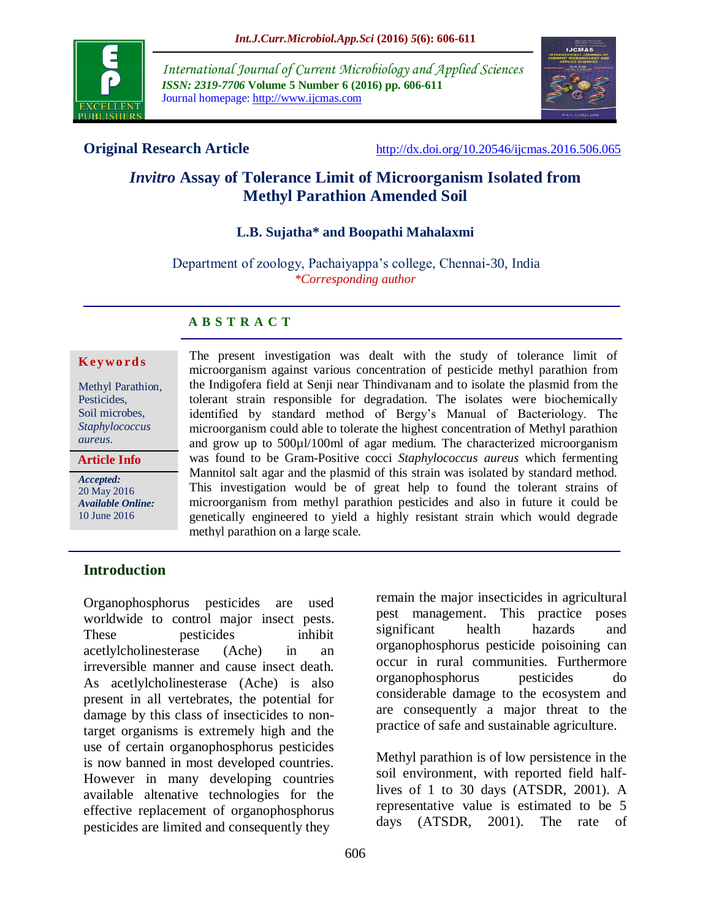Original Research Article

http://dx.doi.org/10.20546/ijcmas.2016.506.065

# *Invitro* Assay of Tolerance Limit of Microorganism Isolated from Methyl Parathion Amended Soil

**L.B. Sujatha\* and Boopathi Mahalaxmi**

Department of zoology, Pachaiyappa's college, Chennai-30, India
*\*Corresponding author*

**Keywords**

Methyl Parathion, Pesticides, Soil microbes, *Staphylococcus aureus*.

**Article Info**

*Accepted:* 20 May 2016
*Available Online:* 10 June 2016

## ABSTRACT

The present investigation was dealt with the study of tolerance limit of microorganism against various concentration of pesticide methyl parathion from the Indigofera field at Senji near Thindivanam and to isolate the plasmid from the tolerant strain responsible for degradation. The isolates were biochemically identified by standard method of Bergy's Manual of Bacteriology. The microorganism could able to tolerate the highest concentration of Methyl parathion and grow up to 500µl/100ml of agar medium. The characterized microorganism was found to be Gram-Positive cocci *Staphylococcus aureus* which fermenting Mannitol salt agar and the plasmid of this strain was isolated by standard method. This investigation would be of great help to found the tolerant strains of microorganism from methyl parathion pesticides and also in future it could be genetically engineered to yield a highly resistant strain which would degrade methyl parathion on a large scale.

## Introduction

Organophosphorus pesticides are used worldwide to control major insect pests. These pesticides inhibit acetlylcholinesterase (Ache) in an irreversible manner and cause insect death. As acetlylcholinesterase (Ache) is also present in all vertebrates, the potential for damage by this class of insecticides to non-target organisms is extremely high and the use of certain organophosphorus pesticides is now banned in most developed countries. However in many developing countries available altenative technologies for the effective replacement of organophosphorus pesticides are limited and consequently they remain the major insecticides in agricultural pest management. This practice poses significant health hazards and organophosphorus pesticide poisoining can occur in rural communities. Furthermore organophosphorus pesticides do considerable damage to the ecosystem and are consequently a major threat to the practice of safe and sustainable agriculture.

Methyl parathion is of low persistence in the soil environment, with reported field half-lives of 1 to 30 days (ATSDR, 2001). A representative value is estimated to be 5 days (ATSDR, 2001). The rate of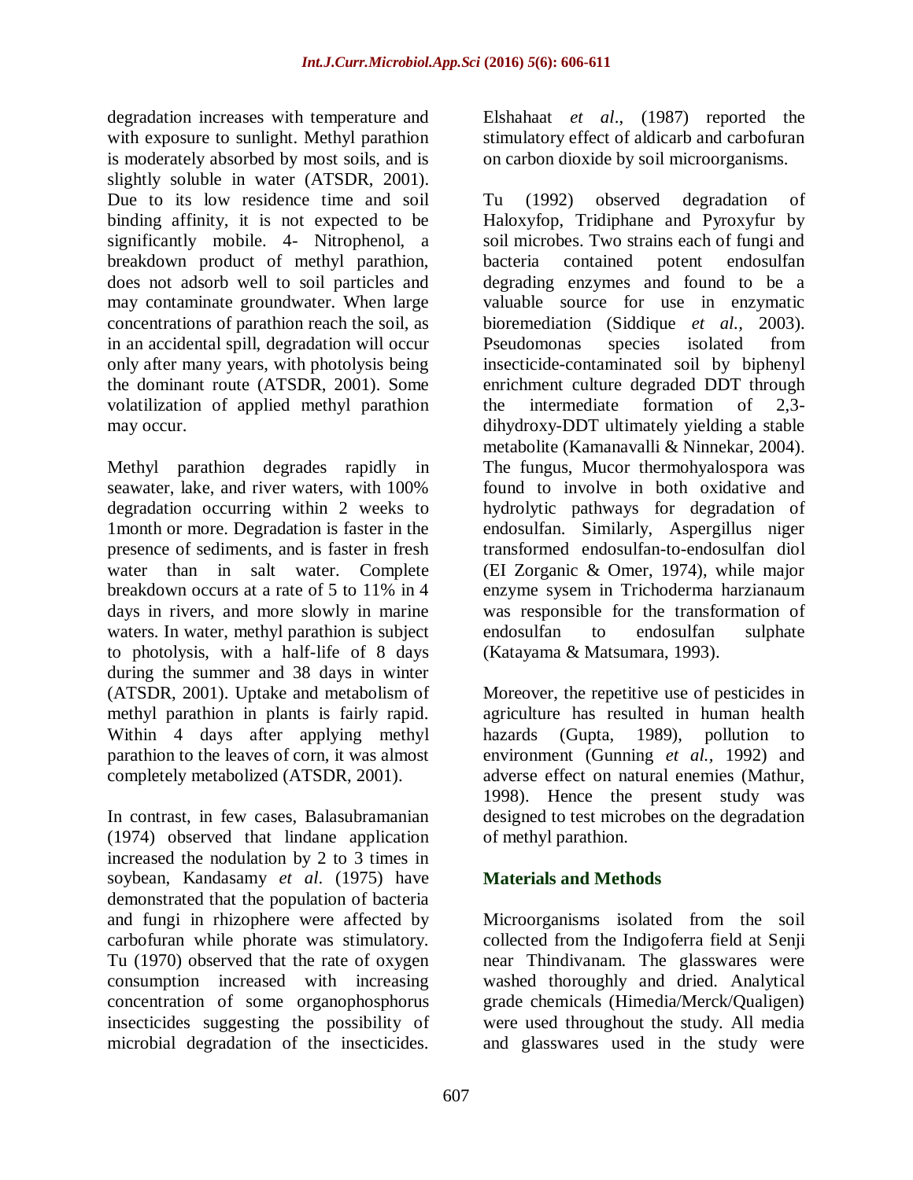degradation increases with temperature and with exposure to sunlight. Methyl parathion is moderately absorbed by most soils, and is slightly soluble in water (ATSDR, 2001). Due to its low residence time and soil binding affinity, it is not expected to be significantly mobile. 4- Nitrophenol, a breakdown product of methyl parathion, does not adsorb well to soil particles and may contaminate groundwater. When large concentrations of parathion reach the soil, as in an accidental spill, degradation will occur only after many years, with photolysis being the dominant route (ATSDR, 2001). Some volatilization of applied methyl parathion may occur.

Methyl parathion degrades rapidly in seawater, lake, and river waters, with 100% degradation occurring within 2 weeks to 1month or more. Degradation is faster in the presence of sediments, and is faster in fresh water than in salt water. Complete breakdown occurs at a rate of 5 to 11% in 4 days in rivers, and more slowly in marine waters. In water, methyl parathion is subject to photolysis, with a half-life of 8 days during the summer and 38 days in winter (ATSDR, 2001). Uptake and metabolism of methyl parathion in plants is fairly rapid. Within 4 days after applying methyl parathion to the leaves of corn, it was almost completely metabolized (ATSDR, 2001).

In contrast, in few cases, Balasubramanian (1974) observed that lindane application increased the nodulation by 2 to 3 times in soybean, Kandasamy *et al*. (1975) have demonstrated that the population of bacteria and fungi in rhizophere were affected by carbofuran while phorate was stimulatory. Tu (1970) observed that the rate of oxygen consumption increased with increasing concentration of some organophosphorus insecticides suggesting the possibility of microbial degradation of the insecticides. Elshahaat *et al*., (1987) reported the stimulatory effect of aldicarb and carbofuran on carbon dioxide by soil microorganisms.

Tu (1992) observed degradation of Haloxyfop, Tridiphane and Pyroxyfur by soil microbes. Two strains each of fungi and bacteria contained potent endosulfan degrading enzymes and found to be a valuable source for use in enzymatic bioremediation (Siddique *et al.*, 2003). Pseudomonas species isolated from insecticide-contaminated soil by biphenyl enrichment culture degraded DDT through the intermediate formation of 2,3-dihydroxy-DDT ultimately yielding a stable metabolite (Kamanavalli & Ninnekar, 2004). The fungus, Mucor thermohyalospora was found to involve in both oxidative and hydrolytic pathways for degradation of endosulfan. Similarly, Aspergillus niger transformed endosulfan-to-endosulfan diol (EI Zorganic & Omer, 1974), while major enzyme sysem in Trichoderma harzianaum was responsible for the transformation of endosulfan to endosulfan sulphate (Katayama & Matsumara, 1993).

Moreover, the repetitive use of pesticides in agriculture has resulted in human health hazards (Gupta, 1989), pollution to environment (Gunning *et al.,* 1992) and adverse effect on natural enemies (Mathur, 1998). Hence the present study was designed to test microbes on the degradation of methyl parathion.

## Materials and Methods

Microorganisms isolated from the soil collected from the Indigoferra field at Senji near Thindivanam. The glasswares were washed thoroughly and dried. Analytical grade chemicals (Himedia/Merck/Qualigen) were used throughout the study. All media and glasswares used in the study were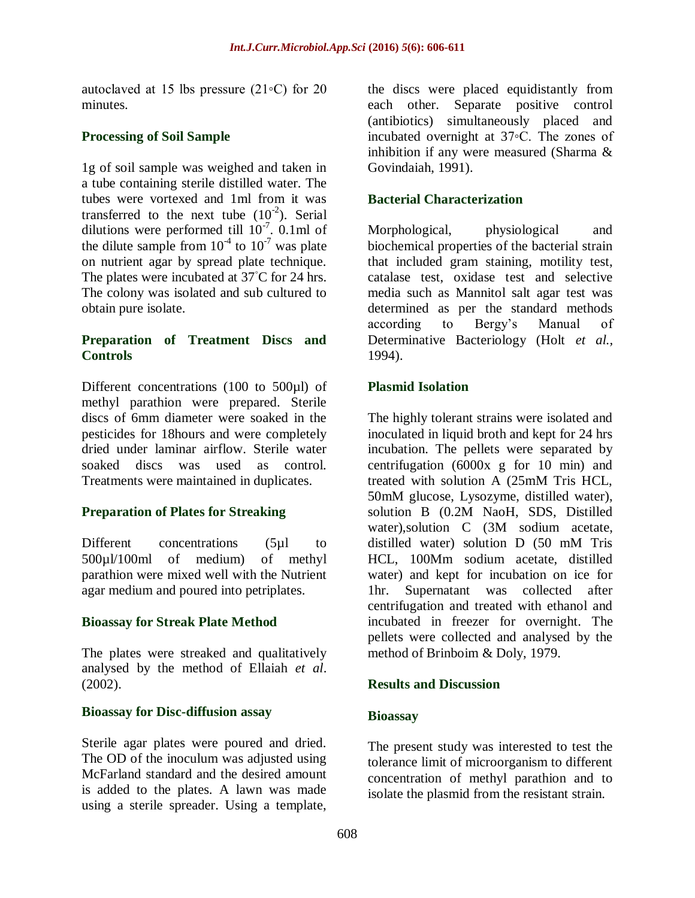autoclaved at 15 lbs pressure (21◦C) for 20 minutes.

### Processing of Soil Sample

1g of soil sample was weighed and taken in a tube containing sterile distilled water. The tubes were vortexed and 1ml from it was transferred to the next tube ($10^{-2}$). Serial dilutions were performed till $10^{-7}$. 0.1ml of the dilute sample from $10^{-4}$ to $10^{-7}$ was plate on nutrient agar by spread plate technique. The plates were incubated at 37°C for 24 hrs. The colony was isolated and sub cultured to obtain pure isolate.

### Preparation of Treatment Discs and Controls

Different concentrations (100 to 500µl) of methyl parathion were prepared. Sterile discs of 6mm diameter were soaked in the pesticides for 18hours and were completely dried under laminar airflow. Sterile water soaked discs was used as control. Treatments were maintained in duplicates.

### Preparation of Plates for Streaking

Different concentrations (5µl to 500µl/100ml of medium) of methyl parathion were mixed well with the Nutrient agar medium and poured into petriplates.

### Bioassay for Streak Plate Method

The plates were streaked and qualitatively analysed by the method of Ellaiah *et al*. (2002).

### Bioassay for Disc-diffusion assay

Sterile agar plates were poured and dried. The OD of the inoculum was adjusted using McFarland standard and the desired amount is added to the plates. A lawn was made using a sterile spreader. Using a template, the discs were placed equidistantly from each other. Separate positive control (antibiotics) simultaneously placed and incubated overnight at 37◦C. The zones of inhibition if any were measured (Sharma & Govindaiah, 1991).

### Bacterial Characterization

Morphological, physiological and biochemical properties of the bacterial strain that included gram staining, motility test, catalase test, oxidase test and selective media such as Mannitol salt agar test was determined as per the standard methods according to Bergy's Manual of Determinative Bacteriology (Holt *et al.*, 1994).

### Plasmid Isolation

The highly tolerant strains were isolated and inoculated in liquid broth and kept for 24 hrs incubation. The pellets were separated by centrifugation (6000x g for 10 min) and treated with solution A (25mM Tris HCL, 50mM glucose, Lysozyme, distilled water), solution B (0.2M NaoH, SDS, Distilled water),solution C (3M sodium acetate, distilled water) solution D (50 mM Tris HCL, 100Mm sodium acetate, distilled water) and kept for incubation on ice for 1hr. Supernatant was collected after centrifugation and treated with ethanol and incubated in freezer for overnight. The pellets were collected and analysed by the method of Brinboim & Doly, 1979.

## Results and Discussion

### Bioassay

The present study was interested to test the tolerance limit of microorganism to different concentration of methyl parathion and to isolate the plasmid from the resistant strain.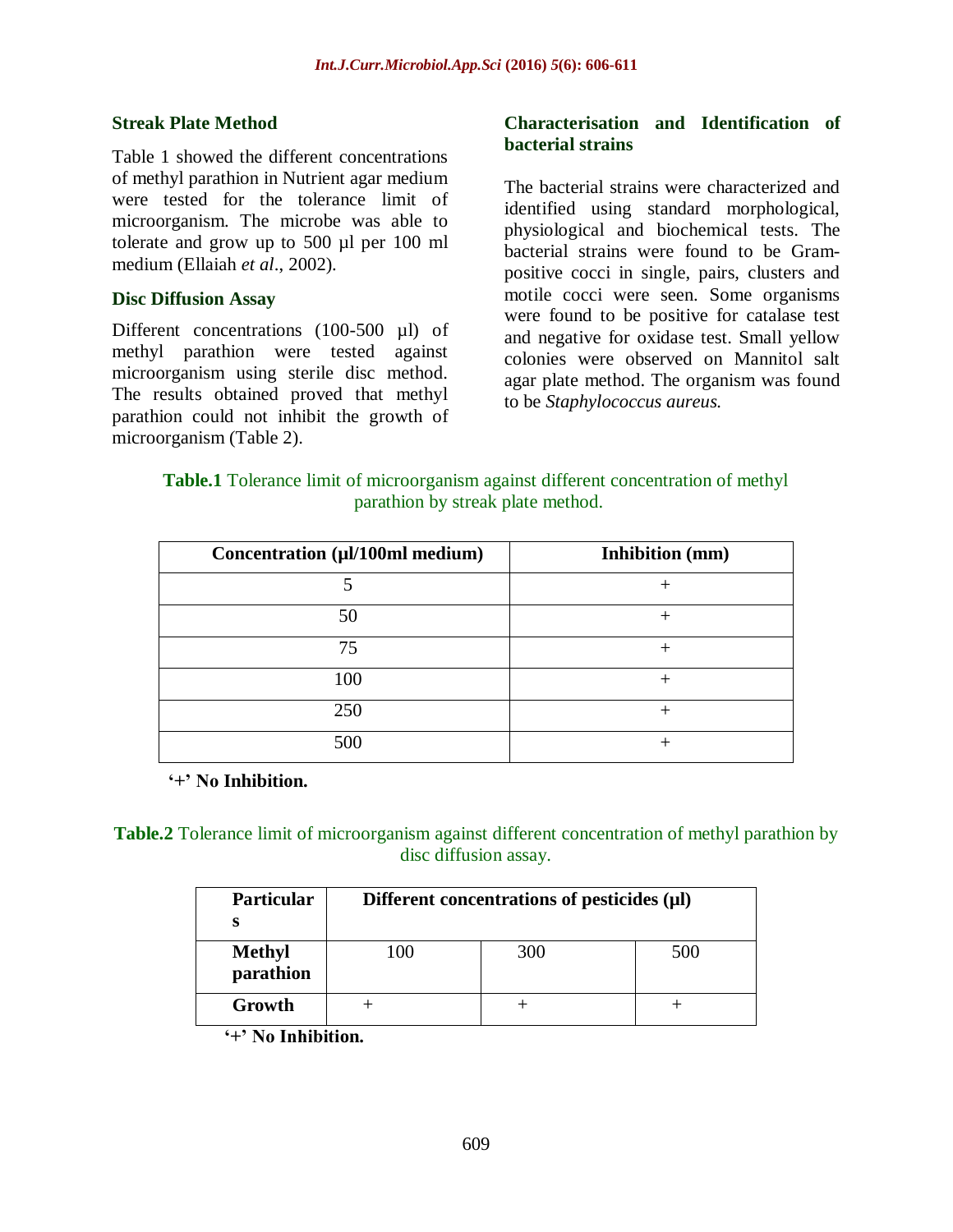### Streak Plate Method

Table 1 showed the different concentrations of methyl parathion in Nutrient agar medium were tested for the tolerance limit of microorganism. The microbe was able to tolerate and grow up to 500 µl per 100 ml medium (Ellaiah *et al*., 2002).

### Disc Diffusion Assay

Different concentrations (100-500 µl) of methyl parathion were tested against microorganism using sterile disc method. The results obtained proved that methyl parathion could not inhibit the growth of microorganism (Table 2).

### Characterisation and Identification of bacterial strains

The bacterial strains were characterized and identified using standard morphological, physiological and biochemical tests. The bacterial strains were found to be Gram-positive cocci in single, pairs, clusters and motile cocci were seen. Some organisms were found to be positive for catalase test and negative for oxidase test. Small yellow colonies were observed on Mannitol salt agar plate method. The organism was found to be *Staphylococcus aureus.*

**Table.1** Tolerance limit of microorganism against different concentration of methyl parathion by streak plate method.

| Concentration (µl/100ml medium) | Inhibition (mm) |
|---|---|
| 5 | + |
| 50 | + |
| 75 | + |
| 100 | + |
| 250 | + |
| 500 | + |

**'+' No Inhibition.**

**Table.2** Tolerance limit of microorganism against different concentration of methyl parathion by disc diffusion assay.

| **Particulars** | **Different concentrations of pesticides (µl)** | | |
|---|---|---|---|
| **Methyl parathion** | 100 | 300 | 500 |
| **Growth** | + | + | + |

**'+' No Inhibition.**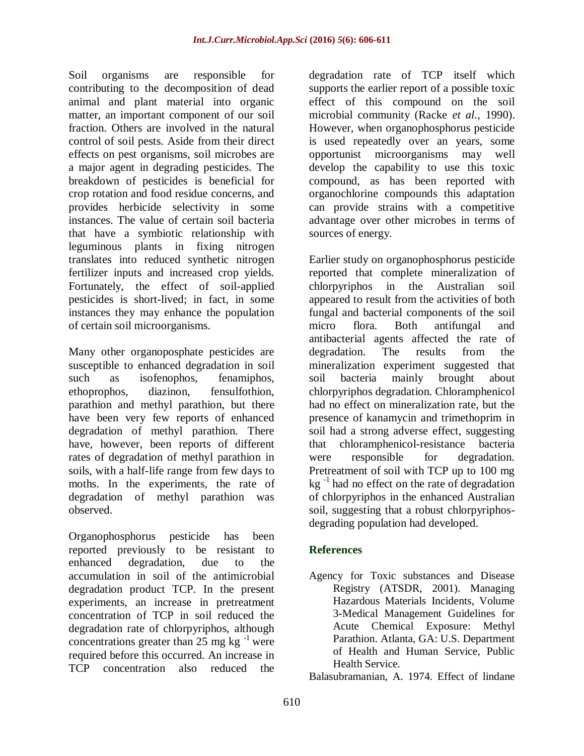Soil organisms are responsible for contributing to the decomposition of dead animal and plant material into organic matter, an important component of our soil fraction. Others are involved in the natural control of soil pests. Aside from their direct effects on pest organisms, soil microbes are a major agent in degrading pesticides. The breakdown of pesticides is beneficial for crop rotation and food residue concerns, and provides herbicide selectivity in some instances. The value of certain soil bacteria that have a symbiotic relationship with leguminous plants in fixing nitrogen translates into reduced synthetic nitrogen fertilizer inputs and increased crop yields. Fortunately, the effect of soil-applied pesticides is short-lived; in fact, in some instances they may enhance the population of certain soil microorganisms.

Many other organoposphate pesticides are susceptible to enhanced degradation in soil such as isofenophos, fenamiphos, ethoprophos, diazinon, fensulfothion, parathion and methyl parathion, but there have been very few reports of enhanced degradation of methyl parathion. There have, however, been reports of different rates of degradation of methyl parathion in soils, with a half-life range from few days to moths. In the experiments, the rate of degradation of methyl parathion was observed.

Organophosphorus pesticide has been reported previously to be resistant to enhanced degradation, due to the accumulation in soil of the antimicrobial degradation product TCP. In the present experiments, an increase in pretreatment concentration of TCP in soil reduced the degradation rate of chlorpyriphos, although concentrations greater than 25 mg kg $^{-1}$ were required before this occurred. An increase in TCP concentration also reduced the degradation rate of TCP itself which supports the earlier report of a possible toxic effect of this compound on the soil microbial community (Racke *et al.,* 1990). However, when organophosphorus pesticide is used repeatedly over an years, some opportunist microorganisms may well develop the capability to use this toxic compound, as has been reported with organochlorine compounds this adaptation can provide strains with a competitive advantage over other microbes in terms of sources of energy.

Earlier study on organophosphorus pesticide reported that complete mineralization of chlorpyriphos in the Australian soil appeared to result from the activities of both fungal and bacterial components of the soil micro flora. Both antifungal and antibacterial agents affected the rate of degradation. The results from the mineralization experiment suggested that soil bacteria mainly brought about chlorpyriphos degradation. Chloramphenicol had no effect on mineralization rate, but the presence of kanamycin and trimethoprim in soil had a strong adverse effect, suggesting that chloramphenicol-resistance bacteria were responsible for degradation. Pretreatment of soil with TCP up to 100 mg kg $^{-1}$ had no effect on the rate of degradation of chlorpyriphos in the enhanced Australian soil, suggesting that a robust chlorpyriphos-degrading population had developed.

## References

Agency for Toxic substances and Disease Registry (ATSDR, 2001). Managing Hazardous Materials Incidents, Volume 3-Medical Management Guidelines for Acute Chemical Exposure: Methyl Parathion. Atlanta, GA: U.S. Department of Health and Human Service, Public Health Service.

Balasubramanian, A. 1974. Effect of lindane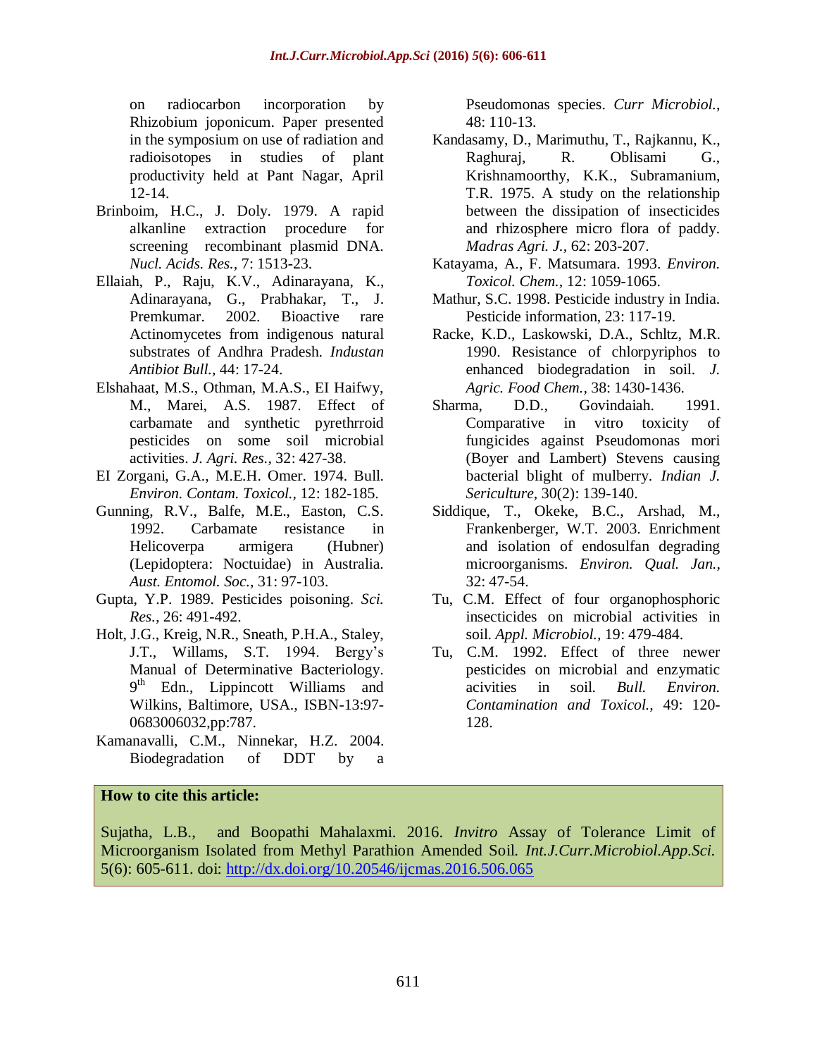on radiocarbon incorporation by Rhizobium joponicum. Paper presented in the symposium on use of radiation and radioisotopes in studies of plant productivity held at Pant Nagar, April 12-14.

Brinboim, H.C., J. Doly. 1979. A rapid alkanline extraction procedure for screening recombinant plasmid DNA. *Nucl. Acids. Res.,* 7: 1513-23.

Ellaiah, P., Raju, K.V., Adinarayana, K., Adinarayana, G., Prabhakar, T., J. Premkumar. 2002. Bioactive rare Actinomycetes from indigenous natural substrates of Andhra Pradesh. *Industan Antibiot Bull.,* 44: 17-24.

Elshahaat, M.S., Othman, M.A.S., EI Haifwy, M., Marei, A.S. 1987. Effect of carbamate and synthetic pyrethrroid pesticides on some soil microbial activities. *J. Agri. Res.,* 32: 427-38.

EI Zorgani, G.A., M.E.H. Omer. 1974. Bull. *Environ. Contam. Toxicol.,* 12: 182-185.

Gunning, R.V., Balfe, M.E., Easton, C.S. 1992. Carbamate resistance in Helicoverpa armigera (Hubner) (Lepidoptera: Noctuidae) in Australia. *Aust. Entomol. Soc.,* 31: 97-103.

Gupta, Y.P. 1989. Pesticides poisoning. *Sci. Res.,* 26: 491-492.

Holt, J.G., Kreig, N.R., Sneath, P.H.A., Staley, J.T., Willams, S.T. 1994. Bergy's Manual of Determinative Bacteriology. 9th Edn., Lippincott Williams and Wilkins, Baltimore, USA., ISBN-13:97-0683006032,pp:787.

Kamanavalli, C.M., Ninnekar, H.Z. 2004. Biodegradation of DDT by a Pseudomonas species. *Curr Microbiol.,* 48: 110-13.

Kandasamy, D., Marimuthu, T., Rajkannu, K., Raghuraj, R. Oblisami G., Krishnamoorthy, K.K., Subramanium, T.R. 1975. A study on the relationship between the dissipation of insecticides and rhizosphere micro flora of paddy. *Madras Agri. J.,* 62: 203-207.

Katayama, A., F. Matsumara. 1993. *Environ. Toxicol. Chem.,* 12: 1059-1065.

Mathur, S.C. 1998. Pesticide industry in India. Pesticide information, 23: 117-19.

Racke, K.D., Laskowski, D.A., Schltz, M.R. 1990. Resistance of chlorpyriphos to enhanced biodegradation in soil. *J. Agric. Food Chem.,* 38: 1430-1436.

Sharma, D.D., Govindaiah. 1991. Comparative in vitro toxicity of fungicides against Pseudomonas mori (Boyer and Lambert) Stevens causing bacterial blight of mulberry. *Indian J. Sericulture,* 30(2): 139-140.

Siddique, T., Okeke, B.C., Arshad, M., Frankenberger, W.T. 2003. Enrichment and isolation of endosulfan degrading microorganisms. *Environ. Qual. Jan.,* 32: 47-54.

Tu, C.M. Effect of four organophosphoric insecticides on microbial activities in soil. *Appl. Microbiol.,* 19: 479-484.

Tu, C.M. 1992. Effect of three newer pesticides on microbial and enzymatic acivities in soil. *Bull. Environ. Contamination and Toxicol.,* 49: 120-128.

**How to cite this article:**

Sujatha, L.B., and Boopathi Mahalaxmi. 2016. *Invitro* Assay of Tolerance Limit of Microorganism Isolated from Methyl Parathion Amended Soil. *Int.J.Curr.Microbiol.App.Sci.* 5(6): 605-611. doi: http://dx.doi.org/10.20546/ijcmas.2016.506.065